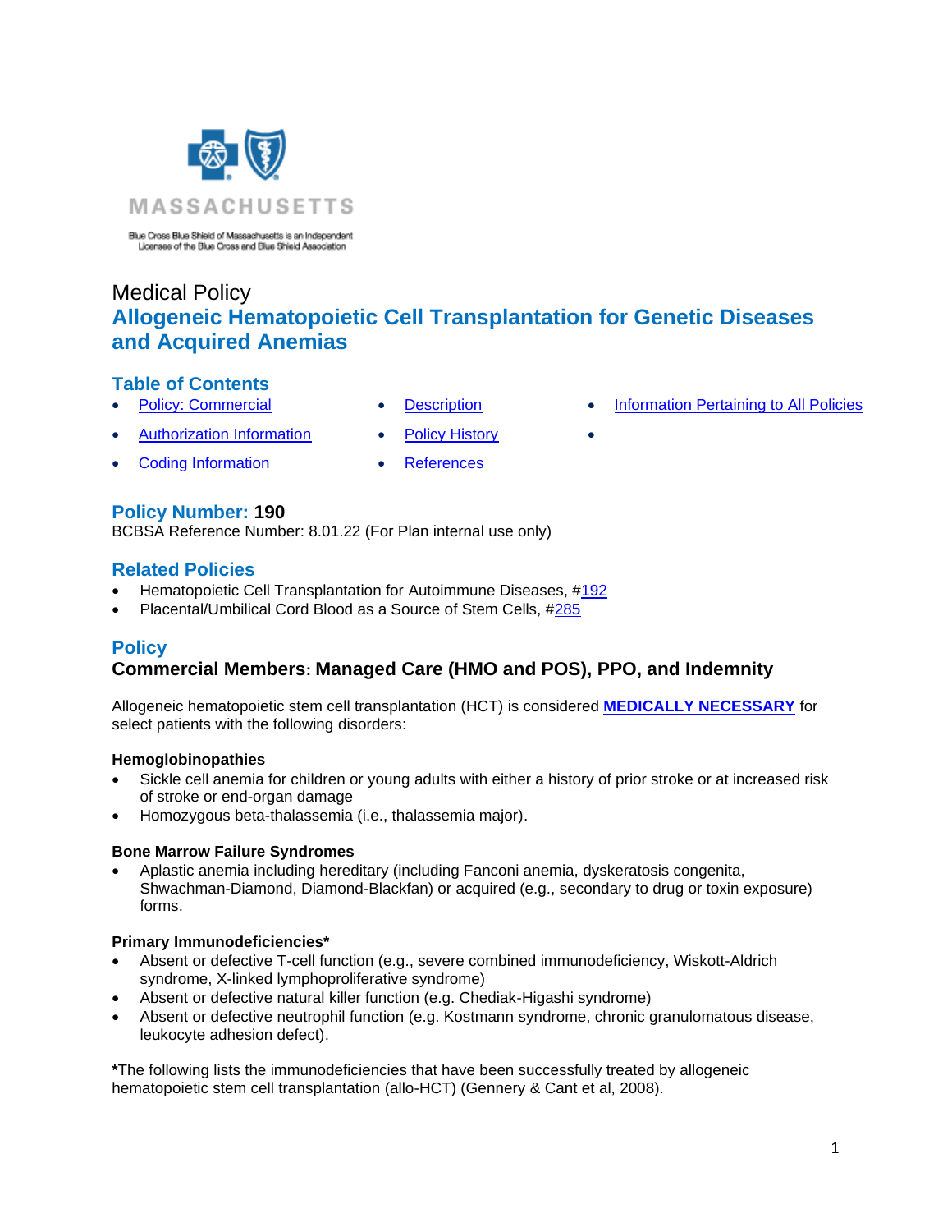MASSACHUSETTS

Blue Cross Blue Shield of Massachusetts is an Independent Licensee of the Blue Cross and Blue Shield Association

Medical Policy

# Allogeneic Hematopoietic Cell Transplantation for Genetic Diseases and Acquired Anemias

## Table of Contents

- Policy: Commercial
- Authorization Information
- Coding Information
- Description
- Policy History
- References
- Information Pertaining to All Policies

## Policy Number: 190

BCBSA Reference Number: 8.01.22 (For Plan internal use only)

## Related Policies

- Hematopoietic Cell Transplantation for Autoimmune Diseases, #192
- Placental/Umbilical Cord Blood as a Source of Stem Cells, #285

## Policy

### Commercial Members: Managed Care (HMO and POS), PPO, and Indemnity

Allogeneic hematopoietic stem cell transplantation (HCT) is considered **MEDICALLY NECESSARY** for select patients with the following disorders:

**Hemoglobinopathies**

- Sickle cell anemia for children or young adults with either a history of prior stroke or at increased risk of stroke or end-organ damage
- Homozygous beta-thalassemia (i.e., thalassemia major).

**Bone Marrow Failure Syndromes**

- Aplastic anemia including hereditary (including Fanconi anemia, dyskeratosis congenita, Shwachman-Diamond, Diamond-Blackfan) or acquired (e.g., secondary to drug or toxin exposure) forms.

**Primary Immunodeficiencies***

- Absent or defective T-cell function (e.g., severe combined immunodeficiency, Wiskott-Aldrich syndrome, X-linked lymphoproliferative syndrome)
- Absent or defective natural killer function (e.g. Chediak-Higashi syndrome)
- Absent or defective neutrophil function (e.g. Kostmann syndrome, chronic granulomatous disease, leukocyte adhesion defect).

***The following lists the immunodeficiencies that have been successfully treated by allogeneic hematopoietic stem cell transplantation (allo-HCT) (Gennery & Cant et al, 2008).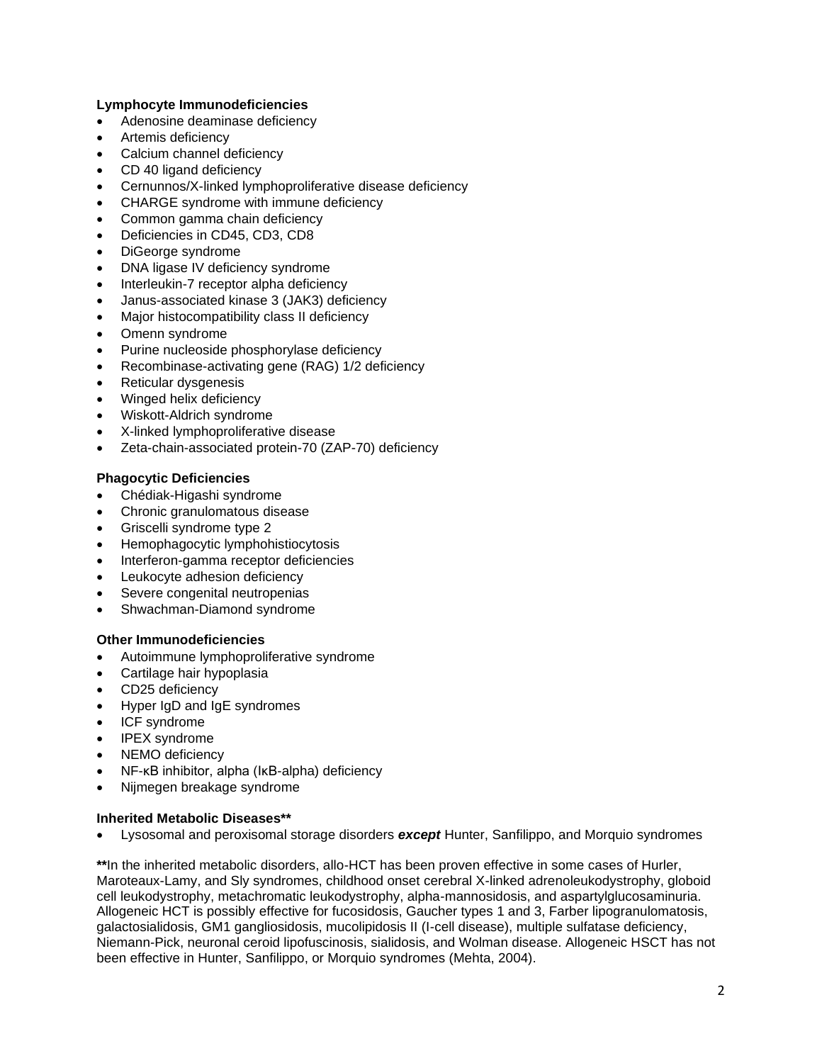**Lymphocyte Immunodeficiencies**

- Adenosine deaminase deficiency
- Artemis deficiency
- Calcium channel deficiency
- CD 40 ligand deficiency
- Cernunnos/X-linked lymphoproliferative disease deficiency
- CHARGE syndrome with immune deficiency
- Common gamma chain deficiency
- Deficiencies in CD45, CD3, CD8
- DiGeorge syndrome
- DNA ligase IV deficiency syndrome
- Interleukin-7 receptor alpha deficiency
- Janus-associated kinase 3 (JAK3) deficiency
- Major histocompatibility class II deficiency
- Omenn syndrome
- Purine nucleoside phosphorylase deficiency
- Recombinase-activating gene (RAG) 1/2 deficiency
- Reticular dysgenesis
- Winged helix deficiency
- Wiskott-Aldrich syndrome
- X-linked lymphoproliferative disease
- Zeta-chain-associated protein-70 (ZAP-70) deficiency

**Phagocytic Deficiencies**

- Chédiak-Higashi syndrome
- Chronic granulomatous disease
- Griscelli syndrome type 2
- Hemophagocytic lymphohistiocytosis
- Interferon-gamma receptor deficiencies
- Leukocyte adhesion deficiency
- Severe congenital neutropenias
- Shwachman-Diamond syndrome

**Other Immunodeficiencies**

- Autoimmune lymphoproliferative syndrome
- Cartilage hair hypoplasia
- CD25 deficiency
- Hyper IgD and IgE syndromes
- ICF syndrome
- IPEX syndrome
- NEMO deficiency
- NF-κB inhibitor, alpha (IκB-alpha) deficiency
- Nijmegen breakage syndrome

**Inherited Metabolic Diseases****

- Lysosomal and peroxisomal storage disorders ***except*** Hunter, Sanfilippo, and Morquio syndromes

**In the inherited metabolic disorders, allo-HCT has been proven effective in some cases of Hurler, Maroteaux-Lamy, and Sly syndromes, childhood onset cerebral X-linked adrenoleukodystrophy, globoid cell leukodystrophy, metachromatic leukodystrophy, alpha-mannosidosis, and aspartylglucosaminuria. Allogeneic HCT is possibly effective for fucosidosis, Gaucher types 1 and 3, Farber lipogranulomatosis, galactosialidosis, GM1 gangliosidosis, mucolipidosis II (I-cell disease), multiple sulfatase deficiency, Niemann-Pick, neuronal ceroid lipofuscinosis, sialidosis, and Wolman disease. Allogeneic HSCT has not been effective in Hunter, Sanfilippo, or Morquio syndromes (Mehta, 2004).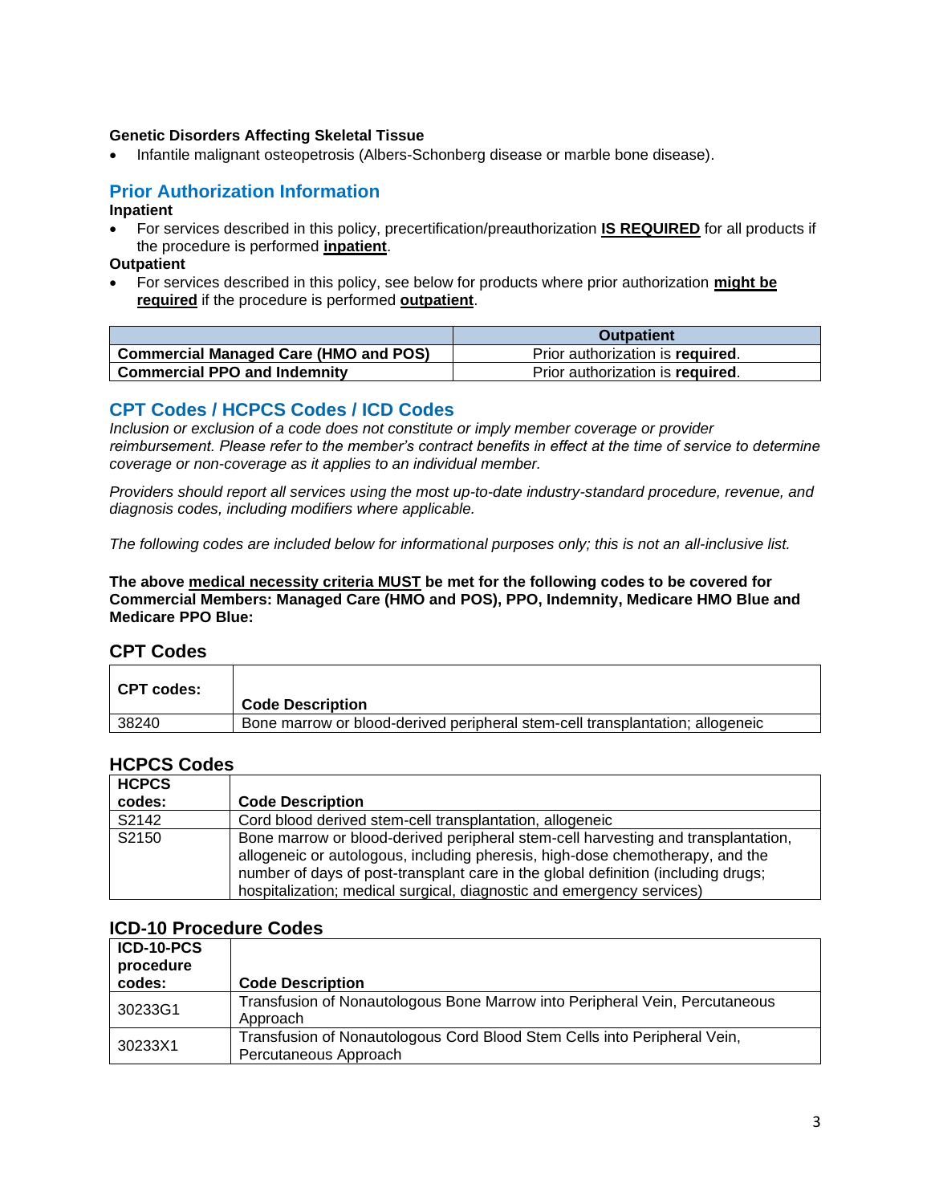**Genetic Disorders Affecting Skeletal Tissue**

- Infantile malignant osteopetrosis (Albers-Schonberg disease or marble bone disease).

## Prior Authorization Information

**Inpatient**

- For services described in this policy, precertification/preauthorization **IS REQUIRED** for all products if the procedure is performed **inpatient**.

**Outpatient**

- For services described in this policy, see below for products where prior authorization **might be required** if the procedure is performed **outpatient**.

| | Outpatient |
|---|---|
| **Commercial Managed Care (HMO and POS)** | Prior authorization is **required**. |
| **Commercial PPO and Indemnity** | Prior authorization is **required**. |

## CPT Codes / HCPCS Codes / ICD Codes

*Inclusion or exclusion of a code does not constitute or imply member coverage or provider reimbursement. Please refer to the member's contract benefits in effect at the time of service to determine coverage or non-coverage as it applies to an individual member.*

*Providers should report all services using the most up-to-date industry-standard procedure, revenue, and diagnosis codes, including modifiers where applicable.*

*The following codes are included below for informational purposes only; this is not an all-inclusive list.*

**The above medical necessity criteria MUST be met for the following codes to be covered for Commercial Members: Managed Care (HMO and POS), PPO, Indemnity, Medicare HMO Blue and Medicare PPO Blue:**

### CPT Codes

| CPT codes: | Code Description |
|---|---|
| 38240 | Bone marrow or blood-derived peripheral stem-cell transplantation; allogeneic |

### HCPCS Codes

| HCPCS codes: | Code Description |
|---|---|
| S2142 | Cord blood derived stem-cell transplantation, allogeneic |
| S2150 | Bone marrow or blood-derived peripheral stem-cell harvesting and transplantation, allogeneic or autologous, including pheresis, high-dose chemotherapy, and the number of days of post-transplant care in the global definition (including drugs; hospitalization; medical surgical, diagnostic and emergency services) |

### ICD-10 Procedure Codes

| ICD-10-PCS procedure codes: | Code Description |
|---|---|
| 30233G1 | Transfusion of Nonautologous Bone Marrow into Peripheral Vein, Percutaneous Approach |
| 30233X1 | Transfusion of Nonautologous Cord Blood Stem Cells into Peripheral Vein, Percutaneous Approach |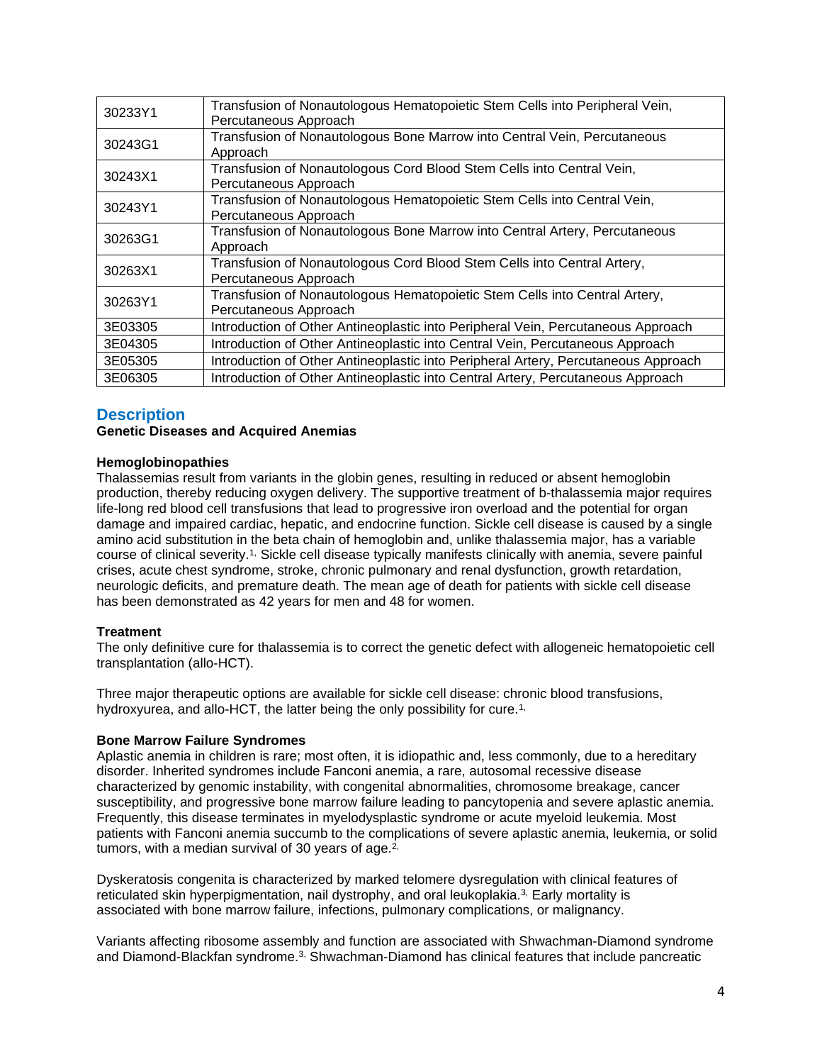| | |
|---|---|
| 30233Y1 | Transfusion of Nonautologous Hematopoietic Stem Cells into Peripheral Vein, Percutaneous Approach |
| 30243G1 | Transfusion of Nonautologous Bone Marrow into Central Vein, Percutaneous Approach |
| 30243X1 | Transfusion of Nonautologous Cord Blood Stem Cells into Central Vein, Percutaneous Approach |
| 30243Y1 | Transfusion of Nonautologous Hematopoietic Stem Cells into Central Vein, Percutaneous Approach |
| 30263G1 | Transfusion of Nonautologous Bone Marrow into Central Artery, Percutaneous Approach |
| 30263X1 | Transfusion of Nonautologous Cord Blood Stem Cells into Central Artery, Percutaneous Approach |
| 30263Y1 | Transfusion of Nonautologous Hematopoietic Stem Cells into Central Artery, Percutaneous Approach |
| 3E03305 | Introduction of Other Antineoplastic into Peripheral Vein, Percutaneous Approach |
| 3E04305 | Introduction of Other Antineoplastic into Central Vein, Percutaneous Approach |
| 3E05305 | Introduction of Other Antineoplastic into Peripheral Artery, Percutaneous Approach |
| 3E06305 | Introduction of Other Antineoplastic into Central Artery, Percutaneous Approach |

## Description

**Genetic Diseases and Acquired Anemias**

**Hemoglobinopathies**

Thalassemias result from variants in the globin genes, resulting in reduced or absent hemoglobin production, thereby reducing oxygen delivery. The supportive treatment of b-thalassemia major requires life-long red blood cell transfusions that lead to progressive iron overload and the potential for organ damage and impaired cardiac, hepatic, and endocrine function. Sickle cell disease is caused by a single amino acid substitution in the beta chain of hemoglobin and, unlike thalassemia major, has a variable course of clinical severity.[1,] Sickle cell disease typically manifests clinically with anemia, severe painful crises, acute chest syndrome, stroke, chronic pulmonary and renal dysfunction, growth retardation, neurologic deficits, and premature death. The mean age of death for patients with sickle cell disease has been demonstrated as 42 years for men and 48 for women.

**Treatment**

The only definitive cure for thalassemia is to correct the genetic defect with allogeneic hematopoietic cell transplantation (allo-HCT).

Three major therapeutic options are available for sickle cell disease: chronic blood transfusions, hydroxyurea, and allo-HCT, the latter being the only possibility for cure.[1,]

**Bone Marrow Failure Syndromes**

Aplastic anemia in children is rare; most often, it is idiopathic and, less commonly, due to a hereditary disorder. Inherited syndromes include Fanconi anemia, a rare, autosomal recessive disease characterized by genomic instability, with congenital abnormalities, chromosome breakage, cancer susceptibility, and progressive bone marrow failure leading to pancytopenia and severe aplastic anemia. Frequently, this disease terminates in myelodysplastic syndrome or acute myeloid leukemia. Most patients with Fanconi anemia succumb to the complications of severe aplastic anemia, leukemia, or solid tumors, with a median survival of 30 years of age.[2,]

Dyskeratosis congenita is characterized by marked telomere dysregulation with clinical features of reticulated skin hyperpigmentation, nail dystrophy, and oral leukoplakia.[3,] Early mortality is associated with bone marrow failure, infections, pulmonary complications, or malignancy.

Variants affecting ribosome assembly and function are associated with Shwachman-Diamond syndrome and Diamond-Blackfan syndrome.[3,] Shwachman-Diamond has clinical features that include pancreatic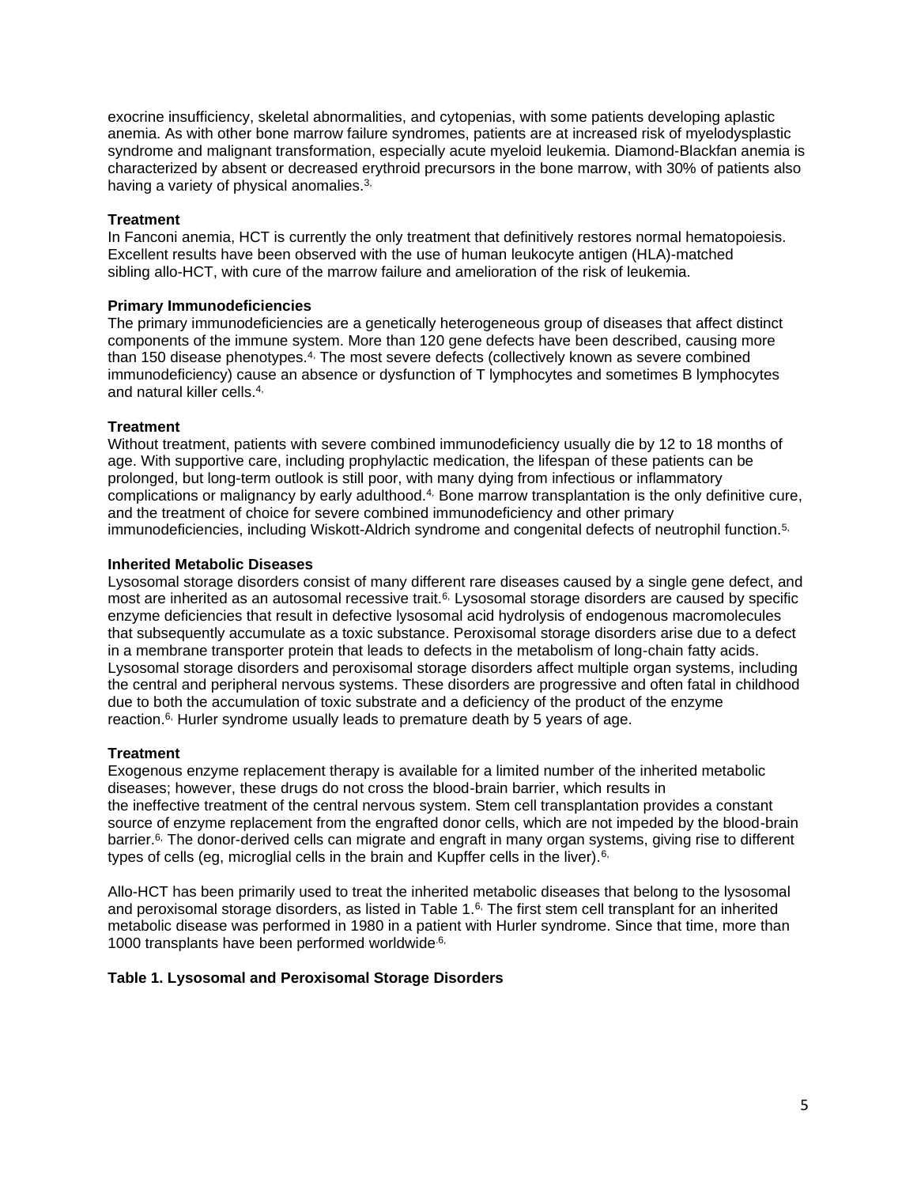exocrine insufficiency, skeletal abnormalities, and cytopenias, with some patients developing aplastic anemia. As with other bone marrow failure syndromes, patients are at increased risk of myelodysplastic syndrome and malignant transformation, especially acute myeloid leukemia. Diamond-Blackfan anemia is characterized by absent or decreased erythroid precursors in the bone marrow, with 30% of patients also having a variety of physical anomalies.[3,]

**Treatment**

In Fanconi anemia, HCT is currently the only treatment that definitively restores normal hematopoiesis. Excellent results have been observed with the use of human leukocyte antigen (HLA)-matched sibling allo-HCT, with cure of the marrow failure and amelioration of the risk of leukemia.

**Primary Immunodeficiencies**

The primary immunodeficiencies are a genetically heterogeneous group of diseases that affect distinct components of the immune system. More than 120 gene defects have been described, causing more than 150 disease phenotypes.[4,] The most severe defects (collectively known as severe combined immunodeficiency) cause an absence or dysfunction of T lymphocytes and sometimes B lymphocytes and natural killer cells.[4,]

**Treatment**

Without treatment, patients with severe combined immunodeficiency usually die by 12 to 18 months of age. With supportive care, including prophylactic medication, the lifespan of these patients can be prolonged, but long-term outlook is still poor, with many dying from infectious or inflammatory complications or malignancy by early adulthood.[4,] Bone marrow transplantation is the only definitive cure, and the treatment of choice for severe combined immunodeficiency and other primary immunodeficiencies, including Wiskott-Aldrich syndrome and congenital defects of neutrophil function.[5,]

**Inherited Metabolic Diseases**

Lysosomal storage disorders consist of many different rare diseases caused by a single gene defect, and most are inherited as an autosomal recessive trait.[6,] Lysosomal storage disorders are caused by specific enzyme deficiencies that result in defective lysosomal acid hydrolysis of endogenous macromolecules that subsequently accumulate as a toxic substance. Peroxisomal storage disorders arise due to a defect in a membrane transporter protein that leads to defects in the metabolism of long-chain fatty acids. Lysosomal storage disorders and peroxisomal storage disorders affect multiple organ systems, including the central and peripheral nervous systems. These disorders are progressive and often fatal in childhood due to both the accumulation of toxic substrate and a deficiency of the product of the enzyme reaction.[6,] Hurler syndrome usually leads to premature death by 5 years of age.

**Treatment**

Exogenous enzyme replacement therapy is available for a limited number of the inherited metabolic diseases; however, these drugs do not cross the blood-brain barrier, which results in the ineffective treatment of the central nervous system. Stem cell transplantation provides a constant source of enzyme replacement from the engrafted donor cells, which are not impeded by the blood-brain barrier.[6,] The donor-derived cells can migrate and engraft in many organ systems, giving rise to different types of cells (eg, microglial cells in the brain and Kupffer cells in the liver).[6,]

Allo-HCT has been primarily used to treat the inherited metabolic diseases that belong to the lysosomal and peroxisomal storage disorders, as listed in Table 1.[6,] The first stem cell transplant for an inherited metabolic disease was performed in 1980 in a patient with Hurler syndrome. Since that time, more than 1000 transplants have been performed worldwide.[6,]

**Table 1. Lysosomal and Peroxisomal Storage Disorders**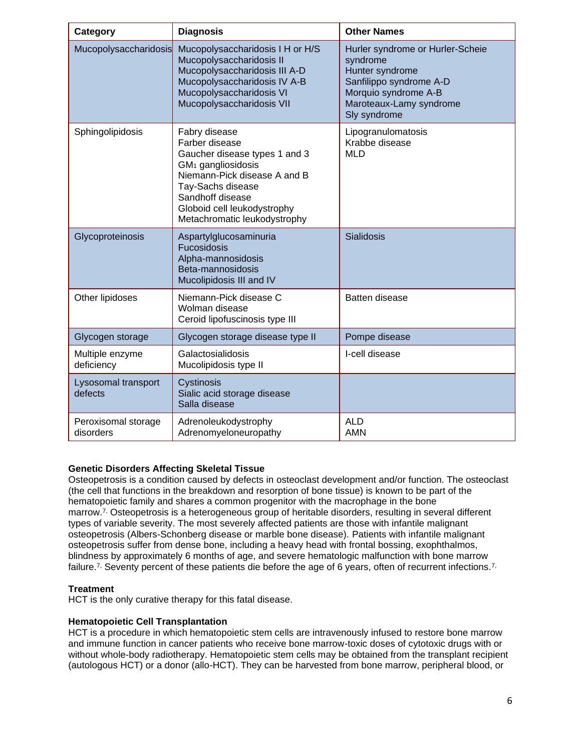| Category | Diagnosis | Other Names |
| --- | --- | --- |
| Mucopolysaccharidosis | Mucopolysaccharidosis I H or H/S<br>Mucopolysaccharidosis II<br>Mucopolysaccharidosis III A-D<br>Mucopolysaccharidosis IV A-B<br>Mucopolysaccharidosis VI<br>Mucopolysaccharidosis VII | Hurler syndrome or Hurler-Scheie syndrome<br>Hunter syndrome<br>Sanfilippo syndrome A-D<br>Morquio syndrome A-B<br>Maroteaux-Lamy syndrome<br>Sly syndrome |
| Sphingolipidosis | Fabry disease<br>Farber disease<br>Gaucher disease types 1 and 3<br>$GM_1$ gangliosidosis<br>Niemann-Pick disease A and B<br>Tay-Sachs disease<br>Sandhoff disease<br>Globoid cell leukodystrophy<br>Metachromatic leukodystrophy | Lipogranulomatosis<br>Krabbe disease<br>MLD |
| Glycoproteinosis | Aspartylglucosaminuria<br>Fucosidosis<br>Alpha-mannosidosis<br>Beta-mannosidosis<br>Mucolipidosis III and IV | Sialidosis |
| Other lipidoses | Niemann-Pick disease C<br>Wolman disease<br>Ceroid lipofuscinosis type III | Batten disease |
| Glycogen storage | Glycogen storage disease type II | Pompe disease |
| Multiple enzyme deficiency | Galactosialidosis<br>Mucolipidosis type II | I-cell disease |
| Lysosomal transport defects | Cystinosis<br>Sialic acid storage disease<br>Salla disease | |
| Peroxisomal storage disorders | Adrenoleukodystrophy<br>Adrenomyeloneuropathy | ALD<br>AMN |

**Genetic Disorders Affecting Skeletal Tissue**

Osteopetrosis is a condition caused by defects in osteoclast development and/or function. The osteoclast (the cell that functions in the breakdown and resorption of bone tissue) is known to be part of the hematopoietic family and shares a common progenitor with the macrophage in the bone marrow.[7,] Osteopetrosis is a heterogeneous group of heritable disorders, resulting in several different types of variable severity. The most severely affected patients are those with infantile malignant osteopetrosis (Albers-Schonberg disease or marble bone disease). Patients with infantile malignant osteopetrosis suffer from dense bone, including a heavy head with frontal bossing, exophthalmos, blindness by approximately 6 months of age, and severe hematologic malfunction with bone marrow failure.[7,] Seventy percent of these patients die before the age of 6 years, often of recurrent infections.[7,]

**Treatment**

HCT is the only curative therapy for this fatal disease.

**Hematopoietic Cell Transplantation**

HCT is a procedure in which hematopoietic stem cells are intravenously infused to restore bone marrow and immune function in cancer patients who receive bone marrow-toxic doses of cytotoxic drugs with or without whole-body radiotherapy. Hematopoietic stem cells may be obtained from the transplant recipient (autologous HCT) or a donor (allo-HCT). They can be harvested from bone marrow, peripheral blood, or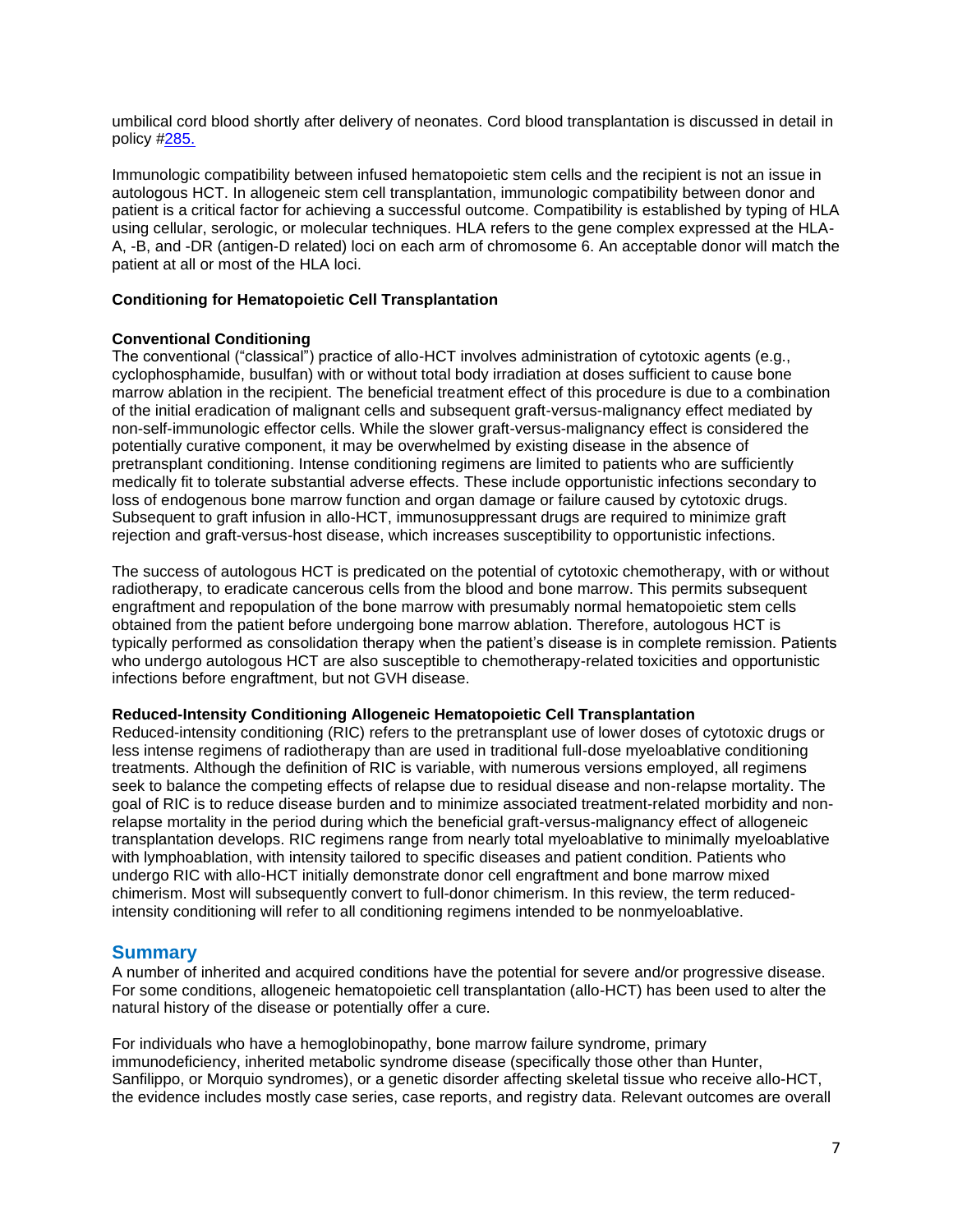umbilical cord blood shortly after delivery of neonates. Cord blood transplantation is discussed in detail in policy #[285.](#)

Immunologic compatibility between infused hematopoietic stem cells and the recipient is not an issue in autologous HCT. In allogeneic stem cell transplantation, immunologic compatibility between donor and patient is a critical factor for achieving a successful outcome. Compatibility is established by typing of HLA using cellular, serologic, or molecular techniques. HLA refers to the gene complex expressed at the HLA-A, -B, and -DR (antigen-D related) loci on each arm of chromosome 6. An acceptable donor will match the patient at all or most of the HLA loci.

**Conditioning for Hematopoietic Cell Transplantation**

**Conventional Conditioning**

The conventional ("classical") practice of allo-HCT involves administration of cytotoxic agents (e.g., cyclophosphamide, busulfan) with or without total body irradiation at doses sufficient to cause bone marrow ablation in the recipient. The beneficial treatment effect of this procedure is due to a combination of the initial eradication of malignant cells and subsequent graft-versus-malignancy effect mediated by non-self-immunologic effector cells. While the slower graft-versus-malignancy effect is considered the potentially curative component, it may be overwhelmed by existing disease in the absence of pretransplant conditioning. Intense conditioning regimens are limited to patients who are sufficiently medically fit to tolerate substantial adverse effects. These include opportunistic infections secondary to loss of endogenous bone marrow function and organ damage or failure caused by cytotoxic drugs. Subsequent to graft infusion in allo-HCT, immunosuppressant drugs are required to minimize graft rejection and graft-versus-host disease, which increases susceptibility to opportunistic infections.

The success of autologous HCT is predicated on the potential of cytotoxic chemotherapy, with or without radiotherapy, to eradicate cancerous cells from the blood and bone marrow. This permits subsequent engraftment and repopulation of the bone marrow with presumably normal hematopoietic stem cells obtained from the patient before undergoing bone marrow ablation. Therefore, autologous HCT is typically performed as consolidation therapy when the patient's disease is in complete remission. Patients who undergo autologous HCT are also susceptible to chemotherapy-related toxicities and opportunistic infections before engraftment, but not GVH disease.

**Reduced-Intensity Conditioning Allogeneic Hematopoietic Cell Transplantation**

Reduced-intensity conditioning (RIC) refers to the pretransplant use of lower doses of cytotoxic drugs or less intense regimens of radiotherapy than are used in traditional full-dose myeloablative conditioning treatments. Although the definition of RIC is variable, with numerous versions employed, all regimens seek to balance the competing effects of relapse due to residual disease and non-relapse mortality. The goal of RIC is to reduce disease burden and to minimize associated treatment-related morbidity and non-relapse mortality in the period during which the beneficial graft-versus-malignancy effect of allogeneic transplantation develops. RIC regimens range from nearly total myeloablative to minimally myeloablative with lymphoablation, with intensity tailored to specific diseases and patient condition. Patients who undergo RIC with allo-HCT initially demonstrate donor cell engraftment and bone marrow mixed chimerism. Most will subsequently convert to full-donor chimerism. In this review, the term reduced-intensity conditioning will refer to all conditioning regimens intended to be nonmyeloablative.

## Summary

A number of inherited and acquired conditions have the potential for severe and/or progressive disease. For some conditions, allogeneic hematopoietic cell transplantation (allo-HCT) has been used to alter the natural history of the disease or potentially offer a cure.

For individuals who have a hemoglobinopathy, bone marrow failure syndrome, primary immunodeficiency, inherited metabolic syndrome disease (specifically those other than Hunter, Sanfilippo, or Morquio syndromes), or a genetic disorder affecting skeletal tissue who receive allo-HCT, the evidence includes mostly case series, case reports, and registry data. Relevant outcomes are overall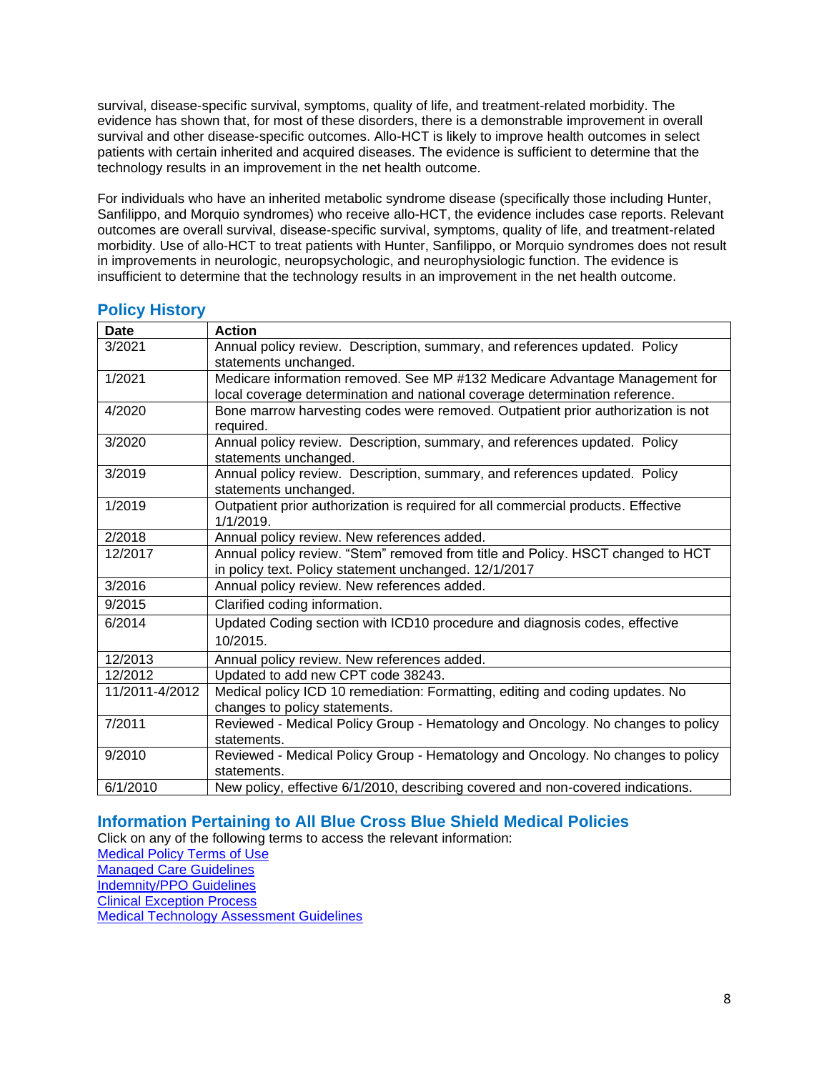survival, disease-specific survival, symptoms, quality of life, and treatment-related morbidity. The evidence has shown that, for most of these disorders, there is a demonstrable improvement in overall survival and other disease-specific outcomes. Allo-HCT is likely to improve health outcomes in select patients with certain inherited and acquired diseases. The evidence is sufficient to determine that the technology results in an improvement in the net health outcome.

For individuals who have an inherited metabolic syndrome disease (specifically those including Hunter, Sanfilippo, and Morquio syndromes) who receive allo-HCT, the evidence includes case reports. Relevant outcomes are overall survival, disease-specific survival, symptoms, quality of life, and treatment-related morbidity. Use of allo-HCT to treat patients with Hunter, Sanfilippo, or Morquio syndromes does not result in improvements in neurologic, neuropsychologic, and neurophysiologic function. The evidence is insufficient to determine that the technology results in an improvement in the net health outcome.

## Policy History

| Date | Action |
| --- | --- |
| 3/2021 | Annual policy review. Description, summary, and references updated. Policy statements unchanged. |
| 1/2021 | Medicare information removed. See MP #132 Medicare Advantage Management for local coverage determination and national coverage determination reference. |
| 4/2020 | Bone marrow harvesting codes were removed. Outpatient prior authorization is not required. |
| 3/2020 | Annual policy review. Description, summary, and references updated. Policy statements unchanged. |
| 3/2019 | Annual policy review. Description, summary, and references updated. Policy statements unchanged. |
| 1/2019 | Outpatient prior authorization is required for all commercial products. Effective 1/1/2019. |
| 2/2018 | Annual policy review. New references added. |
| 12/2017 | Annual policy review. "Stem" removed from title and Policy. HSCT changed to HCT in policy text. Policy statement unchanged. 12/1/2017 |
| 3/2016 | Annual policy review. New references added. |
| 9/2015 | Clarified coding information. |
| 6/2014 | Updated Coding section with ICD10 procedure and diagnosis codes, effective 10/2015. |
| 12/2013 | Annual policy review. New references added. |
| 12/2012 | Updated to add new CPT code 38243. |
| 11/2011-4/2012 | Medical policy ICD 10 remediation: Formatting, editing and coding updates. No changes to policy statements. |
| 7/2011 | Reviewed - Medical Policy Group - Hematology and Oncology. No changes to policy statements. |
| 9/2010 | Reviewed - Medical Policy Group - Hematology and Oncology. No changes to policy statements. |
| 6/1/2010 | New policy, effective 6/1/2010, describing covered and non-covered indications. |

## Information Pertaining to All Blue Cross Blue Shield Medical Policies

Click on any of the following terms to access the relevant information:

Medical Policy Terms of Use
Managed Care Guidelines
Indemnity/PPO Guidelines
Clinical Exception Process
Medical Technology Assessment Guidelines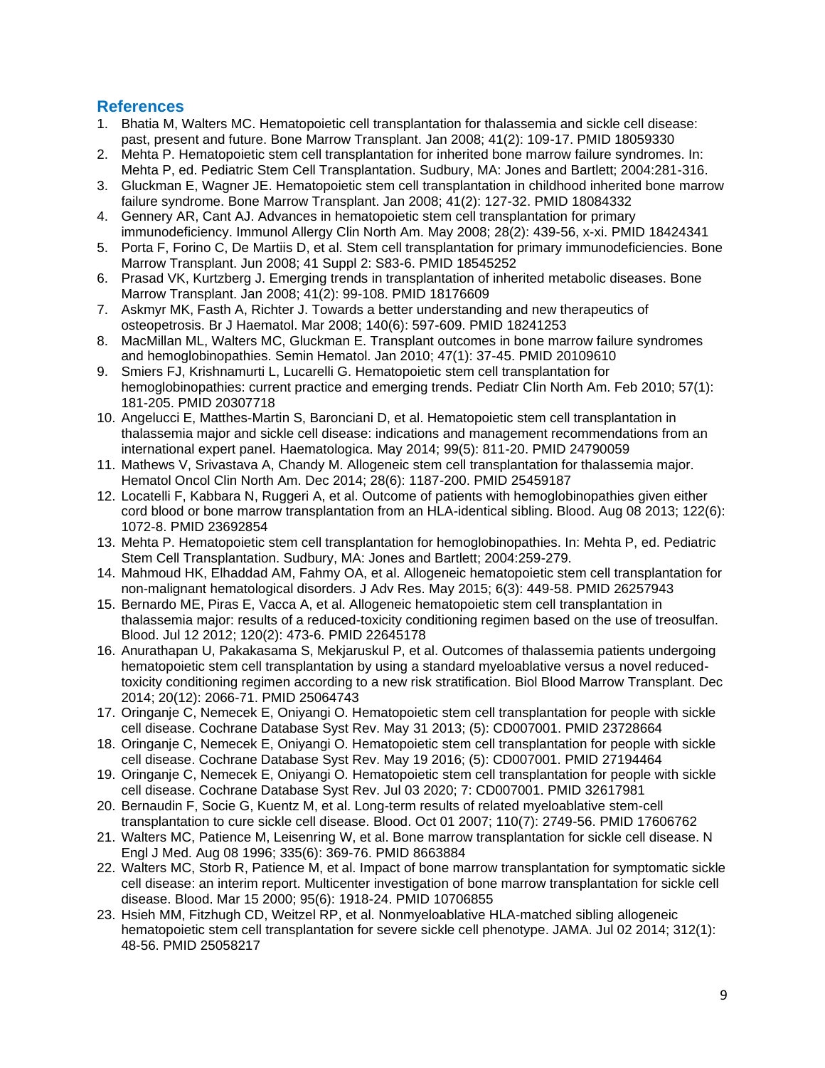## References

1. Bhatia M, Walters MC. Hematopoietic cell transplantation for thalassemia and sickle cell disease: past, present and future. Bone Marrow Transplant. Jan 2008; 41(2): 109-17. PMID 18059330
2. Mehta P. Hematopoietic stem cell transplantation for inherited bone marrow failure syndromes. In: Mehta P, ed. Pediatric Stem Cell Transplantation. Sudbury, MA: Jones and Bartlett; 2004:281-316.
3. Gluckman E, Wagner JE. Hematopoietic stem cell transplantation in childhood inherited bone marrow failure syndrome. Bone Marrow Transplant. Jan 2008; 41(2): 127-32. PMID 18084332
4. Gennery AR, Cant AJ. Advances in hematopoietic stem cell transplantation for primary immunodeficiency. Immunol Allergy Clin North Am. May 2008; 28(2): 439-56, x-xi. PMID 18424341
5. Porta F, Forino C, De Martiis D, et al. Stem cell transplantation for primary immunodeficiencies. Bone Marrow Transplant. Jun 2008; 41 Suppl 2: S83-6. PMID 18545252
6. Prasad VK, Kurtzberg J. Emerging trends in transplantation of inherited metabolic diseases. Bone Marrow Transplant. Jan 2008; 41(2): 99-108. PMID 18176609
7. Askmyr MK, Fasth A, Richter J. Towards a better understanding and new therapeutics of osteopetrosis. Br J Haematol. Mar 2008; 140(6): 597-609. PMID 18241253
8. MacMillan ML, Walters MC, Gluckman E. Transplant outcomes in bone marrow failure syndromes and hemoglobinopathies. Semin Hematol. Jan 2010; 47(1): 37-45. PMID 20109610
9. Smiers FJ, Krishnamurti L, Lucarelli G. Hematopoietic stem cell transplantation for hemoglobinopathies: current practice and emerging trends. Pediatr Clin North Am. Feb 2010; 57(1): 181-205. PMID 20307718
10. Angelucci E, Matthes-Martin S, Baronciani D, et al. Hematopoietic stem cell transplantation in thalassemia major and sickle cell disease: indications and management recommendations from an international expert panel. Haematologica. May 2014; 99(5): 811-20. PMID 24790059
11. Mathews V, Srivastava A, Chandy M. Allogeneic stem cell transplantation for thalassemia major. Hematol Oncol Clin North Am. Dec 2014; 28(6): 1187-200. PMID 25459187
12. Locatelli F, Kabbara N, Ruggeri A, et al. Outcome of patients with hemoglobinopathies given either cord blood or bone marrow transplantation from an HLA-identical sibling. Blood. Aug 08 2013; 122(6): 1072-8. PMID 23692854
13. Mehta P. Hematopoietic stem cell transplantation for hemoglobinopathies. In: Mehta P, ed. Pediatric Stem Cell Transplantation. Sudbury, MA: Jones and Bartlett; 2004:259-279.
14. Mahmoud HK, Elhaddad AM, Fahmy OA, et al. Allogeneic hematopoietic stem cell transplantation for non-malignant hematological disorders. J Adv Res. May 2015; 6(3): 449-58. PMID 26257943
15. Bernardo ME, Piras E, Vacca A, et al. Allogeneic hematopoietic stem cell transplantation in thalassemia major: results of a reduced-toxicity conditioning regimen based on the use of treosulfan. Blood. Jul 12 2012; 120(2): 473-6. PMID 22645178
16. Anurathapan U, Pakakasama S, Mekjaruskul P, et al. Outcomes of thalassemia patients undergoing hematopoietic stem cell transplantation by using a standard myeloablative versus a novel reduced-toxicity conditioning regimen according to a new risk stratification. Biol Blood Marrow Transplant. Dec 2014; 20(12): 2066-71. PMID 25064743
17. Oringanje C, Nemecek E, Oniyangi O. Hematopoietic stem cell transplantation for people with sickle cell disease. Cochrane Database Syst Rev. May 31 2013; (5): CD007001. PMID 23728664
18. Oringanje C, Nemecek E, Oniyangi O. Hematopoietic stem cell transplantation for people with sickle cell disease. Cochrane Database Syst Rev. May 19 2016; (5): CD007001. PMID 27194464
19. Oringanje C, Nemecek E, Oniyangi O. Hematopoietic stem cell transplantation for people with sickle cell disease. Cochrane Database Syst Rev. Jul 03 2020; 7: CD007001. PMID 32617981
20. Bernaudin F, Socie G, Kuentz M, et al. Long-term results of related myeloablative stem-cell transplantation to cure sickle cell disease. Blood. Oct 01 2007; 110(7): 2749-56. PMID 17606762
21. Walters MC, Patience M, Leisenring W, et al. Bone marrow transplantation for sickle cell disease. N Engl J Med. Aug 08 1996; 335(6): 369-76. PMID 8663884
22. Walters MC, Storb R, Patience M, et al. Impact of bone marrow transplantation for symptomatic sickle cell disease: an interim report. Multicenter investigation of bone marrow transplantation for sickle cell disease. Blood. Mar 15 2000; 95(6): 1918-24. PMID 10706855
23. Hsieh MM, Fitzhugh CD, Weitzel RP, et al. Nonmyeloablative HLA-matched sibling allogeneic hematopoietic stem cell transplantation for severe sickle cell phenotype. JAMA. Jul 02 2014; 312(1): 48-56. PMID 25058217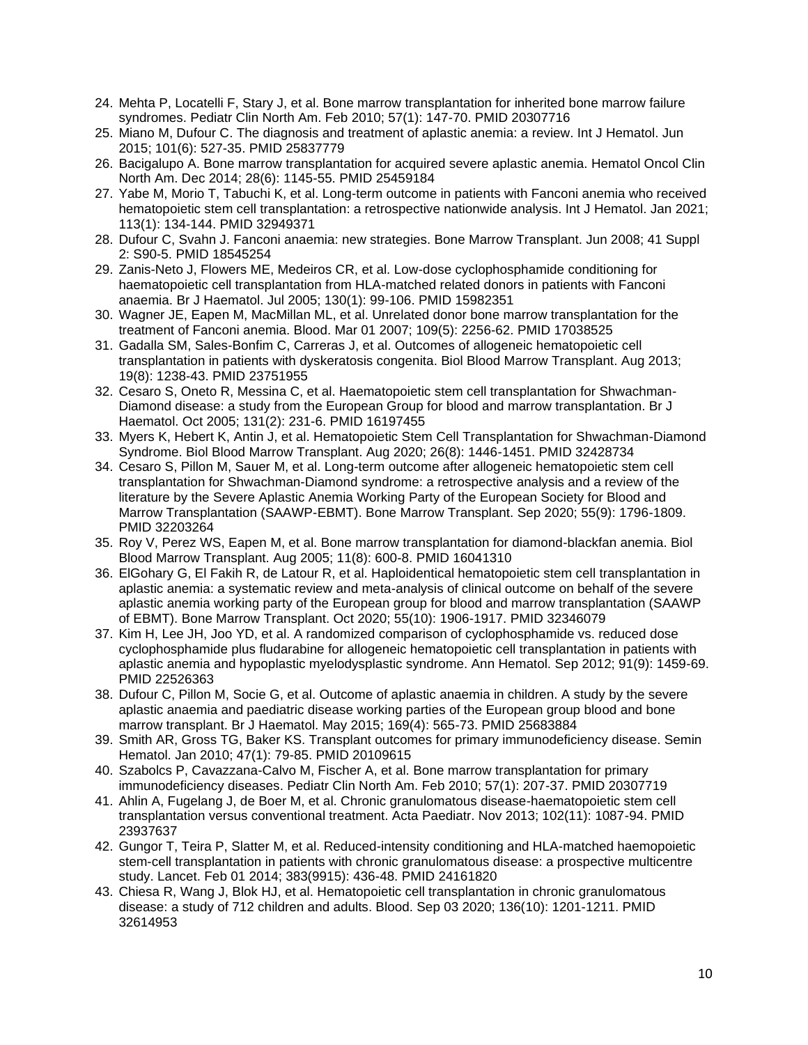24. Mehta P, Locatelli F, Stary J, et al. Bone marrow transplantation for inherited bone marrow failure syndromes. Pediatr Clin North Am. Feb 2010; 57(1): 147-70. PMID 20307716
25. Miano M, Dufour C. The diagnosis and treatment of aplastic anemia: a review. Int J Hematol. Jun 2015; 101(6): 527-35. PMID 25837779
26. Bacigalupo A. Bone marrow transplantation for acquired severe aplastic anemia. Hematol Oncol Clin North Am. Dec 2014; 28(6): 1145-55. PMID 25459184
27. Yabe M, Morio T, Tabuchi K, et al. Long-term outcome in patients with Fanconi anemia who received hematopoietic stem cell transplantation: a retrospective nationwide analysis. Int J Hematol. Jan 2021; 113(1): 134-144. PMID 32949371
28. Dufour C, Svahn J. Fanconi anaemia: new strategies. Bone Marrow Transplant. Jun 2008; 41 Suppl 2: S90-5. PMID 18545254
29. Zanis-Neto J, Flowers ME, Medeiros CR, et al. Low-dose cyclophosphamide conditioning for haematopoietic cell transplantation from HLA-matched related donors in patients with Fanconi anaemia. Br J Haematol. Jul 2005; 130(1): 99-106. PMID 15982351
30. Wagner JE, Eapen M, MacMillan ML, et al. Unrelated donor bone marrow transplantation for the treatment of Fanconi anemia. Blood. Mar 01 2007; 109(5): 2256-62. PMID 17038525
31. Gadalla SM, Sales-Bonfim C, Carreras J, et al. Outcomes of allogeneic hematopoietic cell transplantation in patients with dyskeratosis congenita. Biol Blood Marrow Transplant. Aug 2013; 19(8): 1238-43. PMID 23751955
32. Cesaro S, Oneto R, Messina C, et al. Haematopoietic stem cell transplantation for Shwachman-Diamond disease: a study from the European Group for blood and marrow transplantation. Br J Haematol. Oct 2005; 131(2): 231-6. PMID 16197455
33. Myers K, Hebert K, Antin J, et al. Hematopoietic Stem Cell Transplantation for Shwachman-Diamond Syndrome. Biol Blood Marrow Transplant. Aug 2020; 26(8): 1446-1451. PMID 32428734
34. Cesaro S, Pillon M, Sauer M, et al. Long-term outcome after allogeneic hematopoietic stem cell transplantation for Shwachman-Diamond syndrome: a retrospective analysis and a review of the literature by the Severe Aplastic Anemia Working Party of the European Society for Blood and Marrow Transplantation (SAAWP-EBMT). Bone Marrow Transplant. Sep 2020; 55(9): 1796-1809. PMID 32203264
35. Roy V, Perez WS, Eapen M, et al. Bone marrow transplantation for diamond-blackfan anemia. Biol Blood Marrow Transplant. Aug 2005; 11(8): 600-8. PMID 16041310
36. ElGohary G, El Fakih R, de Latour R, et al. Haploidentical hematopoietic stem cell transplantation in aplastic anemia: a systematic review and meta-analysis of clinical outcome on behalf of the severe aplastic anemia working party of the European group for blood and marrow transplantation (SAAWP of EBMT). Bone Marrow Transplant. Oct 2020; 55(10): 1906-1917. PMID 32346079
37. Kim H, Lee JH, Joo YD, et al. A randomized comparison of cyclophosphamide vs. reduced dose cyclophosphamide plus fludarabine for allogeneic hematopoietic cell transplantation in patients with aplastic anemia and hypoplastic myelodysplastic syndrome. Ann Hematol. Sep 2012; 91(9): 1459-69. PMID 22526363
38. Dufour C, Pillon M, Socie G, et al. Outcome of aplastic anaemia in children. A study by the severe aplastic anaemia and paediatric disease working parties of the European group blood and bone marrow transplant. Br J Haematol. May 2015; 169(4): 565-73. PMID 25683884
39. Smith AR, Gross TG, Baker KS. Transplant outcomes for primary immunodeficiency disease. Semin Hematol. Jan 2010; 47(1): 79-85. PMID 20109615
40. Szabolcs P, Cavazzana-Calvo M, Fischer A, et al. Bone marrow transplantation for primary immunodeficiency diseases. Pediatr Clin North Am. Feb 2010; 57(1): 207-37. PMID 20307719
41. Ahlin A, Fugelang J, de Boer M, et al. Chronic granulomatous disease-haematopoietic stem cell transplantation versus conventional treatment. Acta Paediatr. Nov 2013; 102(11): 1087-94. PMID 23937637
42. Gungor T, Teira P, Slatter M, et al. Reduced-intensity conditioning and HLA-matched haemopoietic stem-cell transplantation in patients with chronic granulomatous disease: a prospective multicentre study. Lancet. Feb 01 2014; 383(9915): 436-48. PMID 24161820
43. Chiesa R, Wang J, Blok HJ, et al. Hematopoietic cell transplantation in chronic granulomatous disease: a study of 712 children and adults. Blood. Sep 03 2020; 136(10): 1201-1211. PMID 32614953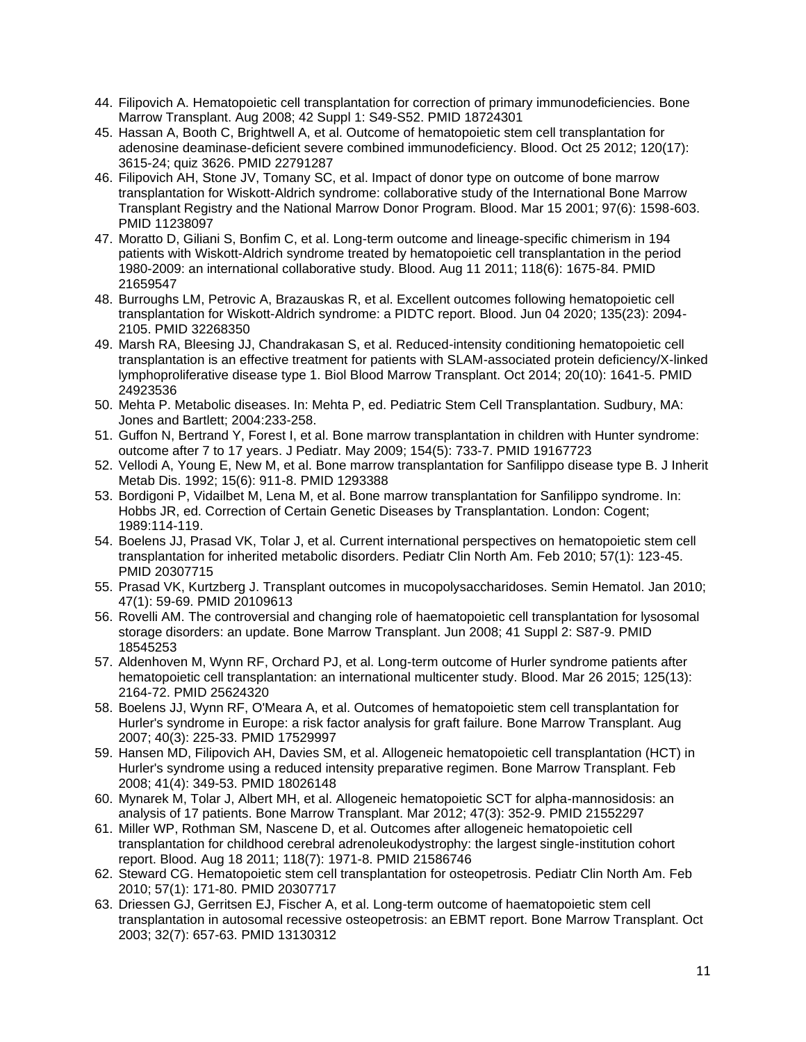44. Filipovich A. Hematopoietic cell transplantation for correction of primary immunodeficiencies. Bone Marrow Transplant. Aug 2008; 42 Suppl 1: S49-S52. PMID 18724301
45. Hassan A, Booth C, Brightwell A, et al. Outcome of hematopoietic stem cell transplantation for adenosine deaminase-deficient severe combined immunodeficiency. Blood. Oct 25 2012; 120(17): 3615-24; quiz 3626. PMID 22791287
46. Filipovich AH, Stone JV, Tomany SC, et al. Impact of donor type on outcome of bone marrow transplantation for Wiskott-Aldrich syndrome: collaborative study of the International Bone Marrow Transplant Registry and the National Marrow Donor Program. Blood. Mar 15 2001; 97(6): 1598-603. PMID 11238097
47. Moratto D, Giliani S, Bonfim C, et al. Long-term outcome and lineage-specific chimerism in 194 patients with Wiskott-Aldrich syndrome treated by hematopoietic cell transplantation in the period 1980-2009: an international collaborative study. Blood. Aug 11 2011; 118(6): 1675-84. PMID 21659547
48. Burroughs LM, Petrovic A, Brazauskas R, et al. Excellent outcomes following hematopoietic cell transplantation for Wiskott-Aldrich syndrome: a PIDTC report. Blood. Jun 04 2020; 135(23): 2094-2105. PMID 32268350
49. Marsh RA, Bleesing JJ, Chandrakasan S, et al. Reduced-intensity conditioning hematopoietic cell transplantation is an effective treatment for patients with SLAM-associated protein deficiency/X-linked lymphoproliferative disease type 1. Biol Blood Marrow Transplant. Oct 2014; 20(10): 1641-5. PMID 24923536
50. Mehta P. Metabolic diseases. In: Mehta P, ed. Pediatric Stem Cell Transplantation. Sudbury, MA: Jones and Bartlett; 2004:233-258.
51. Guffon N, Bertrand Y, Forest I, et al. Bone marrow transplantation in children with Hunter syndrome: outcome after 7 to 17 years. J Pediatr. May 2009; 154(5): 733-7. PMID 19167723
52. Vellodi A, Young E, New M, et al. Bone marrow transplantation for Sanfilippo disease type B. J Inherit Metab Dis. 1992; 15(6): 911-8. PMID 1293388
53. Bordigoni P, Vidailbet M, Lena M, et al. Bone marrow transplantation for Sanfilippo syndrome. In: Hobbs JR, ed. Correction of Certain Genetic Diseases by Transplantation. London: Cogent; 1989:114-119.
54. Boelens JJ, Prasad VK, Tolar J, et al. Current international perspectives on hematopoietic stem cell transplantation for inherited metabolic disorders. Pediatr Clin North Am. Feb 2010; 57(1): 123-45. PMID 20307715
55. Prasad VK, Kurtzberg J. Transplant outcomes in mucopolysaccharidoses. Semin Hematol. Jan 2010; 47(1): 59-69. PMID 20109613
56. Rovelli AM. The controversial and changing role of haematopoietic cell transplantation for lysosomal storage disorders: an update. Bone Marrow Transplant. Jun 2008; 41 Suppl 2: S87-9. PMID 18545253
57. Aldenhoven M, Wynn RF, Orchard PJ, et al. Long-term outcome of Hurler syndrome patients after hematopoietic cell transplantation: an international multicenter study. Blood. Mar 26 2015; 125(13): 2164-72. PMID 25624320
58. Boelens JJ, Wynn RF, O'Meara A, et al. Outcomes of hematopoietic stem cell transplantation for Hurler's syndrome in Europe: a risk factor analysis for graft failure. Bone Marrow Transplant. Aug 2007; 40(3): 225-33. PMID 17529997
59. Hansen MD, Filipovich AH, Davies SM, et al. Allogeneic hematopoietic cell transplantation (HCT) in Hurler's syndrome using a reduced intensity preparative regimen. Bone Marrow Transplant. Feb 2008; 41(4): 349-53. PMID 18026148
60. Mynarek M, Tolar J, Albert MH, et al. Allogeneic hematopoietic SCT for alpha-mannosidosis: an analysis of 17 patients. Bone Marrow Transplant. Mar 2012; 47(3): 352-9. PMID 21552297
61. Miller WP, Rothman SM, Nascene D, et al. Outcomes after allogeneic hematopoietic cell transplantation for childhood cerebral adrenoleukodystrophy: the largest single-institution cohort report. Blood. Aug 18 2011; 118(7): 1971-8. PMID 21586746
62. Steward CG. Hematopoietic stem cell transplantation for osteopetrosis. Pediatr Clin North Am. Feb 2010; 57(1): 171-80. PMID 20307717
63. Driessen GJ, Gerritsen EJ, Fischer A, et al. Long-term outcome of haematopoietic stem cell transplantation in autosomal recessive osteopetrosis: an EBMT report. Bone Marrow Transplant. Oct 2003; 32(7): 657-63. PMID 13130312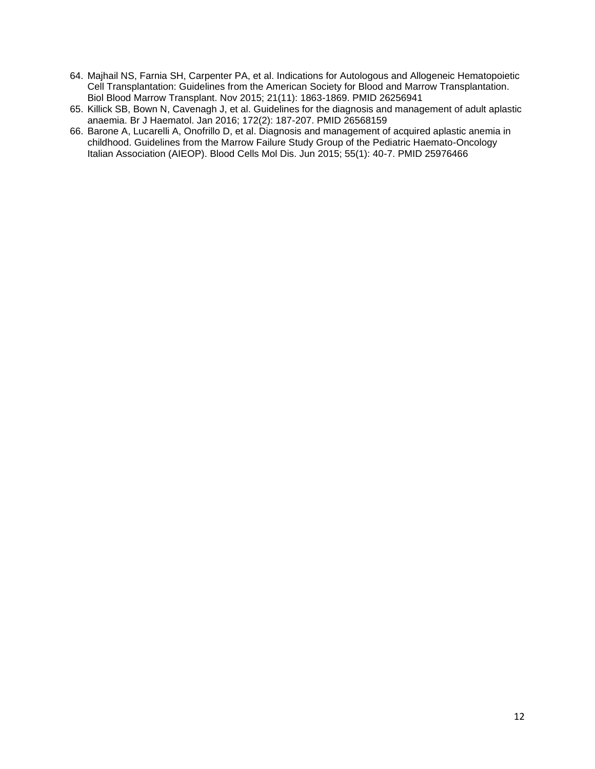64. Majhail NS, Farnia SH, Carpenter PA, et al. Indications for Autologous and Allogeneic Hematopoietic Cell Transplantation: Guidelines from the American Society for Blood and Marrow Transplantation. Biol Blood Marrow Transplant. Nov 2015; 21(11): 1863-1869. PMID 26256941
65. Killick SB, Bown N, Cavenagh J, et al. Guidelines for the diagnosis and management of adult aplastic anaemia. Br J Haematol. Jan 2016; 172(2): 187-207. PMID 26568159
66. Barone A, Lucarelli A, Onofrillo D, et al. Diagnosis and management of acquired aplastic anemia in childhood. Guidelines from the Marrow Failure Study Group of the Pediatric Haemato-Oncology Italian Association (AIEOP). Blood Cells Mol Dis. Jun 2015; 55(1): 40-7. PMID 25976466